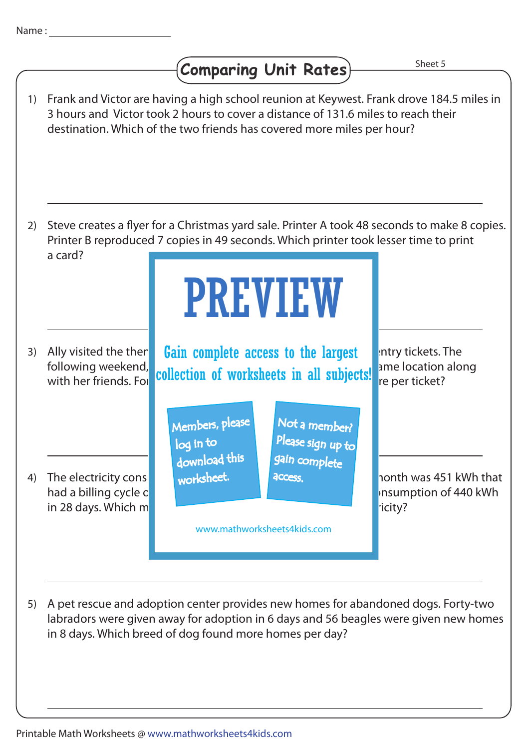Name : ____________________

# Comparing Unit Rates

Sheet 5

1) Frank and Victor are having a high school reunion at Keywest. Frank drove 184.5 miles in 3 hours and Victor took 2 hours to cover a distance of 131.6 miles to reach their destination. Which of the two friends has covered more miles per hour?

---

2) Steve creates a flyer for a Christmas yard sale. Printer A took 48 seconds to make 8 copies. Printer B reproduced 7 copies in 49 seconds. Which printer took lesser time to print a card?

---

3) Ally visited the then ... ntry tickets. The following weekend, ... ame location along with her friends. Fo ... re per ticket?

PREVIEW

Gain complete access to the largest collection of worksheets in all subjects!

Members, please log in to download this worksheet.

Not a member? Please sign up to gain complete access.

www.mathworksheets4kids.com

---

4) The electricity cons ... nonth was 451 kWh that had a billing cycle o ... nsumption of 440 kWh in 28 days. Which m ... ricity?

---

5) A pet rescue and adoption center provides new homes for abandoned dogs. Forty-two labradors were given away for adoption in 6 days and 56 beagles were given new homes in 8 days. Which breed of dog found more homes per day?

---

Printable Math Worksheets @ www.mathworksheets4kids.com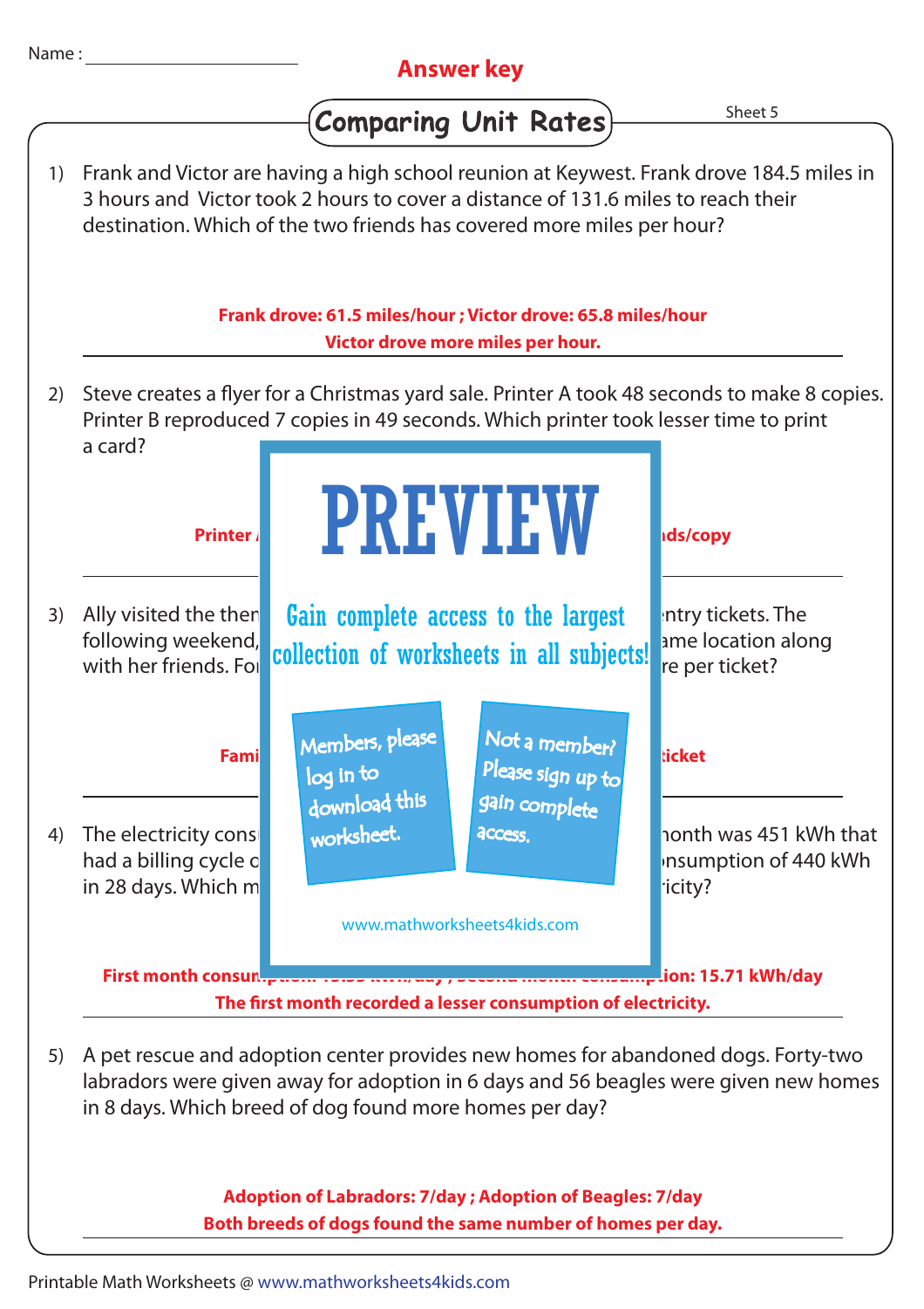Name : ____________________

**Answer key**

# Comparing Unit Rates

Sheet 5

1) Frank and Victor are having a high school reunion at Keywest. Frank drove 184.5 miles in 3 hours and Victor took 2 hours to cover a distance of 131.6 miles to reach their destination. Which of the two friends has covered more miles per hour?

**Frank drove: 61.5 miles/hour ; Victor drove: 65.8 miles/hour**
**Victor drove more miles per hour.**

2) Steve creates a flyer for a Christmas yard sale. Printer A took 48 seconds to make 8 copies. Printer B reproduced 7 copies in 49 seconds. Which printer took lesser time to print a card?

**Printer** ... **nds/copy**

PREVIEW

Gain complete access to the largest collection of worksheets in all subjects!

Members, please log in to download this worksheet.

Not a member? Please sign up to gain complete access.

www.mathworksheets4kids.com

3) Ally visited the ther... ...ntry tickets. The following weekend, ... ...ame location along with her friends. Fo... ...re per ticket?

**Fami** ... **ticket**

4) The electricity cons... ...nonth was 451 kWh that had a billing cycle c... ...nsumption of 440 kWh in 28 days. Which m... ...ricity?

**First month consu... ...tion: 15.71 kWh/day**
**The first month recorded a lesser consumption of electricity.**

5) A pet rescue and adoption center provides new homes for abandoned dogs. Forty-two labradors were given away for adoption in 6 days and 56 beagles were given new homes in 8 days. Which breed of dog found more homes per day?

**Adoption of Labradors: 7/day ; Adoption of Beagles: 7/day**
**Both breeds of dogs found the same number of homes per day.**

Printable Math Worksheets @ www.mathworksheets4kids.com